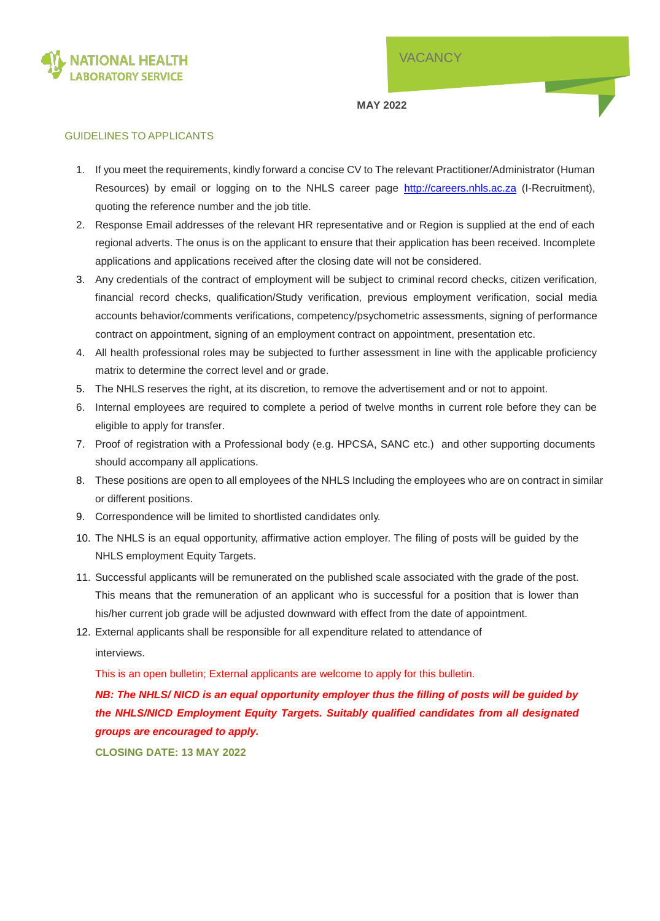NATIONAL HEALTH LABORATORY SERVICE

VACANCY

**MAY 2022**

## GUIDELINES TO APPLICANTS

1. If you meet the requirements, kindly forward a concise CV to The relevant Practitioner/Administrator (Human Resources) by email or logging on to the NHLS career page http://careers.nhls.ac.za (I-Recruitment), quoting the reference number and the job title.
2. Response Email addresses of the relevant HR representative and or Region is supplied at the end of each regional adverts. The onus is on the applicant to ensure that their application has been received. Incomplete applications and applications received after the closing date will not be considered.
3. Any credentials of the contract of employment will be subject to criminal record checks, citizen verification, financial record checks, qualification/Study verification, previous employment verification, social media accounts behavior/comments verifications, competency/psychometric assessments, signing of performance contract on appointment, signing of an employment contract on appointment, presentation etc.
4. All health professional roles may be subjected to further assessment in line with the applicable proficiency matrix to determine the correct level and or grade.
5. The NHLS reserves the right, at its discretion, to remove the advertisement and or not to appoint.
6. Internal employees are required to complete a period of twelve months in current role before they can be eligible to apply for transfer.
7. Proof of registration with a Professional body (e.g. HPCSA, SANC etc.) and other supporting documents should accompany all applications.
8. These positions are open to all employees of the NHLS Including the employees who are on contract in similar or different positions.
9. Correspondence will be limited to shortlisted candidates only.
10. The NHLS is an equal opportunity, affirmative action employer. The filing of posts will be guided by the NHLS employment Equity Targets.
11. Successful applicants will be remunerated on the published scale associated with the grade of the post. This means that the remuneration of an applicant who is successful for a position that is lower than his/her current job grade will be adjusted downward with effect from the date of appointment.
12. External applicants shall be responsible for all expenditure related to attendance of interviews.

This is an open bulletin; External applicants are welcome to apply for this bulletin.

***NB: The NHLS/ NICD is an equal opportunity employer thus the filling of posts will be guided by the NHLS/NICD Employment Equity Targets. Suitably qualified candidates from all designated groups are encouraged to apply.***

**CLOSING DATE: 13 MAY 2022**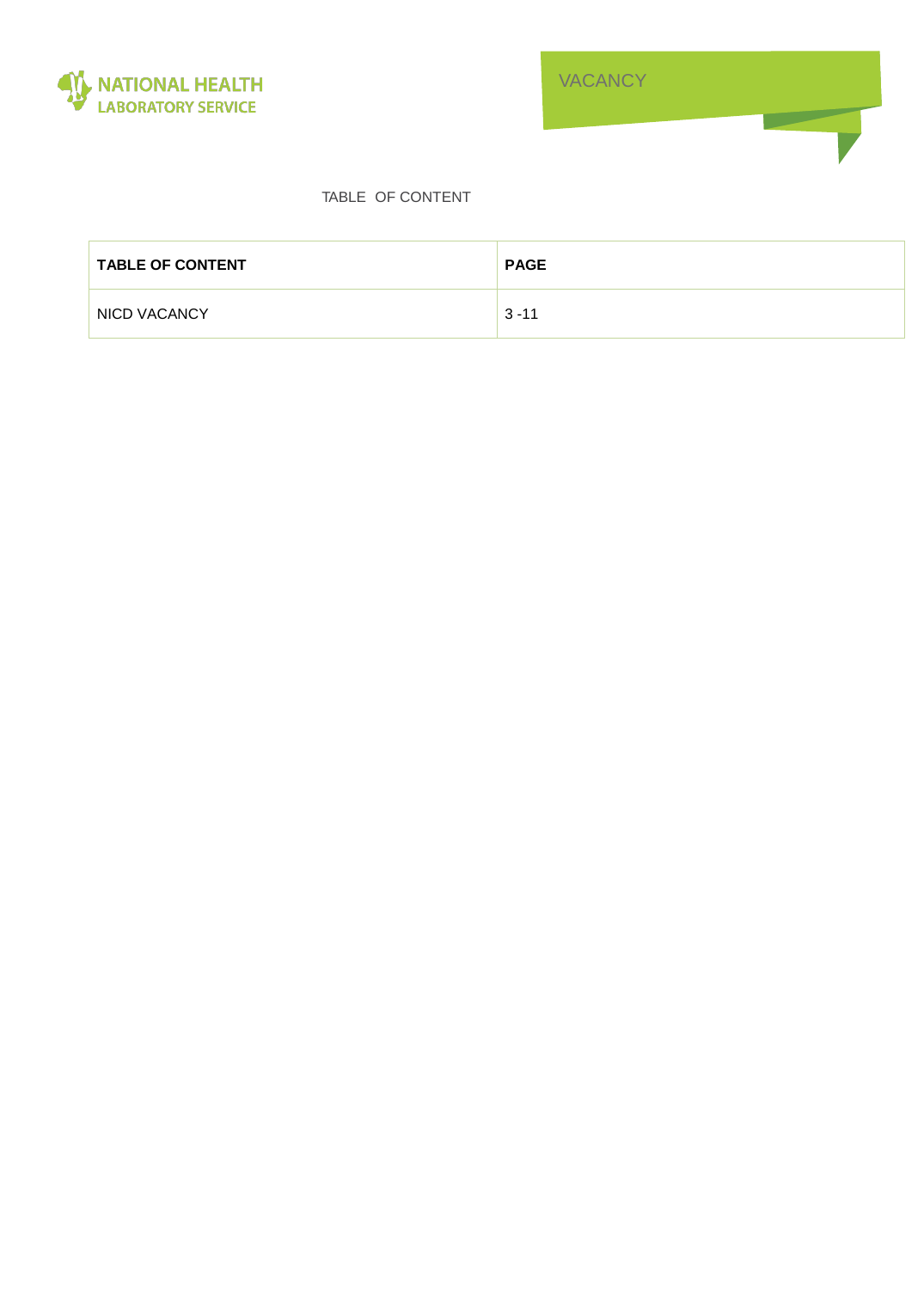NATIONAL HEALTH LABORATORY SERVICE

VACANCY

TABLE OF CONTENT

| TABLE OF CONTENT | PAGE |
|---|---|
| NICD VACANCY | 3 -11 |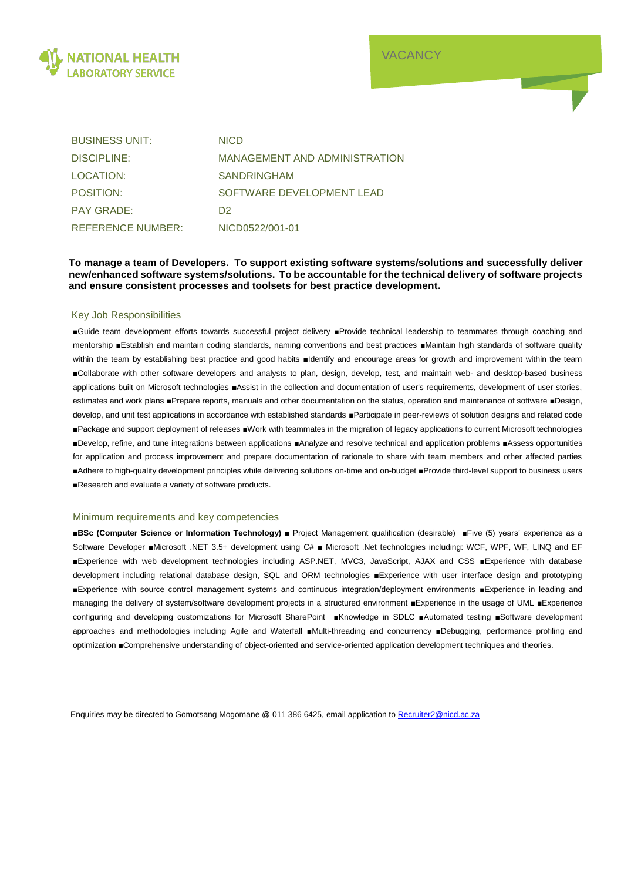NATIONAL HEALTH LABORATORY SERVICE

VACANCY

| | |
|---|---|
| BUSINESS UNIT: | NICD |
| DISCIPLINE: | MANAGEMENT AND ADMINISTRATION |
| LOCATION: | SANDRINGHAM |
| POSITION: | SOFTWARE DEVELOPMENT LEAD |
| PAY GRADE: | D2 |
| REFERENCE NUMBER: | NICD0522/001-01 |

**To manage a team of Developers. To support existing software systems/solutions and successfully deliver new/enhanced software systems/solutions. To be accountable for the technical delivery of software projects and ensure consistent processes and toolsets for best practice development.**

## Key Job Responsibilities

▪Guide team development efforts towards successful project delivery ▪Provide technical leadership to teammates through coaching and mentorship ▪Establish and maintain coding standards, naming conventions and best practices ▪Maintain high standards of software quality within the team by establishing best practice and good habits ▪Identify and encourage areas for growth and improvement within the team ▪Collaborate with other software developers and analysts to plan, design, develop, test, and maintain web- and desktop-based business applications built on Microsoft technologies ▪Assist in the collection and documentation of user's requirements, development of user stories, estimates and work plans ▪Prepare reports, manuals and other documentation on the status, operation and maintenance of software ▪Design, develop, and unit test applications in accordance with established standards ▪Participate in peer-reviews of solution designs and related code ▪Package and support deployment of releases ▪Work with teammates in the migration of legacy applications to current Microsoft technologies ▪Develop, refine, and tune integrations between applications ▪Analyze and resolve technical and application problems ▪Assess opportunities for application and process improvement and prepare documentation of rationale to share with team members and other affected parties ▪Adhere to high-quality development principles while delivering solutions on-time and on-budget ▪Provide third-level support to business users ▪Research and evaluate a variety of software products.

## Minimum requirements and key competencies

▪**BSc (Computer Science or Information Technology)** ▪ Project Management qualification (desirable) ▪Five (5) years' experience as a Software Developer ▪Microsoft .NET 3.5+ development using C# ▪ Microsoft .Net technologies including: WCF, WPF, WF, LINQ and EF ▪Experience with web development technologies including ASP.NET, MVC3, JavaScript, AJAX and CSS ▪Experience with database development including relational database design, SQL and ORM technologies ▪Experience with user interface design and prototyping ▪Experience with source control management systems and continuous integration/deployment environments ▪Experience in leading and managing the delivery of system/software development projects in a structured environment ▪Experience in the usage of UML ▪Experience configuring and developing customizations for Microsoft SharePoint ▪Knowledge in SDLC ▪Automated testing ▪Software development approaches and methodologies including Agile and Waterfall ▪Multi-threading and concurrency ▪Debugging, performance profiling and optimization ▪Comprehensive understanding of object-oriented and service-oriented application development techniques and theories.

Enquiries may be directed to Gomotsang Mogomane @ 011 386 6425, email application to Recruiter2@nicd.ac.za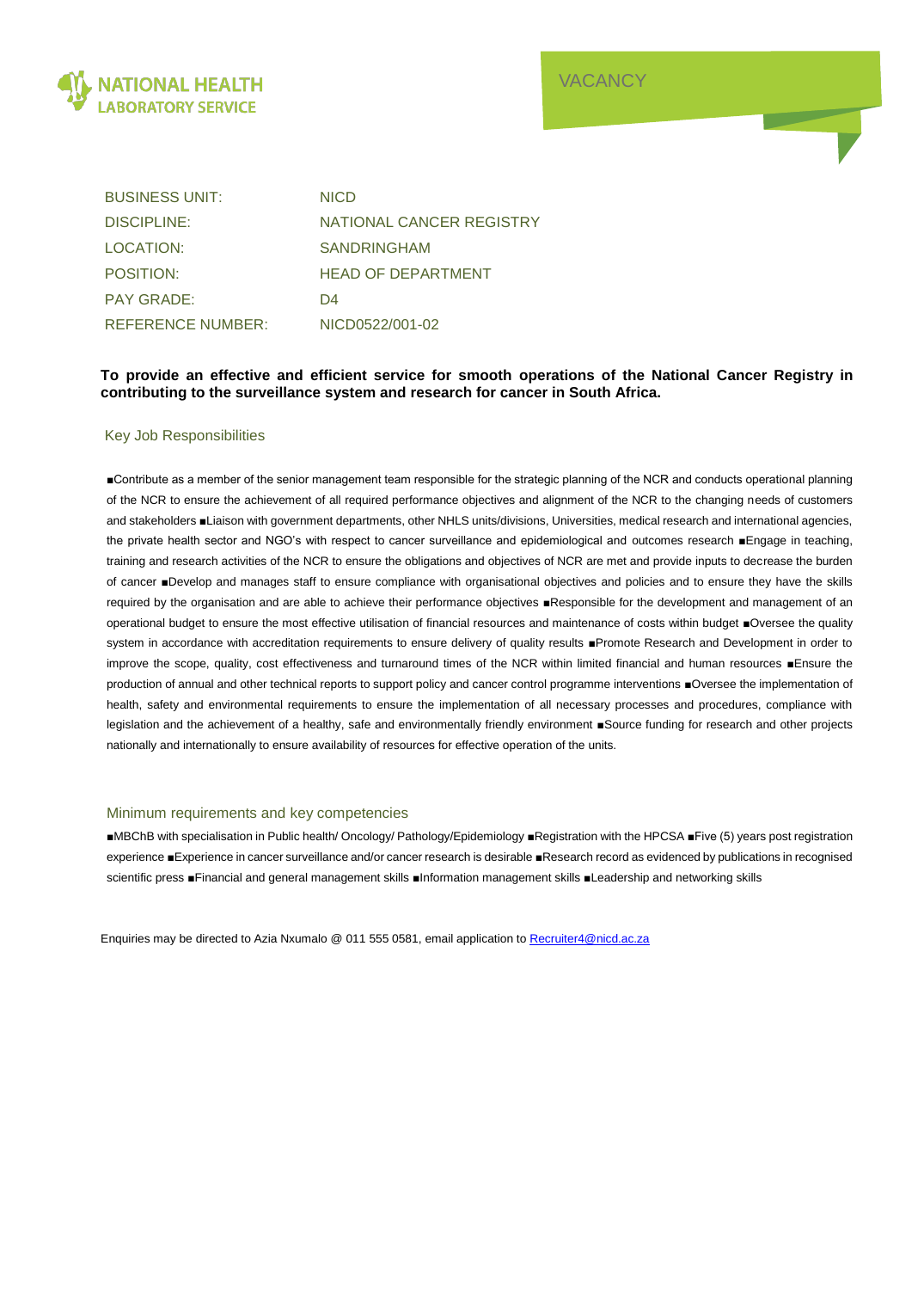NATIONAL HEALTH
LABORATORY SERVICE

VACANCY

| | |
|---|---|
| BUSINESS UNIT: | NICD |
| DISCIPLINE: | NATIONAL CANCER REGISTRY |
| LOCATION: | SANDRINGHAM |
| POSITION: | HEAD OF DEPARTMENT |
| PAY GRADE: | D4 |
| REFERENCE NUMBER: | NICD0522/001-02 |

**To provide an effective and efficient service for smooth operations of the National Cancer Registry in contributing to the surveillance system and research for cancer in South Africa.**

## Key Job Responsibilities

■Contribute as a member of the senior management team responsible for the strategic planning of the NCR and conducts operational planning of the NCR to ensure the achievement of all required performance objectives and alignment of the NCR to the changing needs of customers and stakeholders ■Liaison with government departments, other NHLS units/divisions, Universities, medical research and international agencies, the private health sector and NGO's with respect to cancer surveillance and epidemiological and outcomes research ■Engage in teaching, training and research activities of the NCR to ensure the obligations and objectives of NCR are met and provide inputs to decrease the burden of cancer ■Develop and manages staff to ensure compliance with organisational objectives and policies and to ensure they have the skills required by the organisation and are able to achieve their performance objectives ■Responsible for the development and management of an operational budget to ensure the most effective utilisation of financial resources and maintenance of costs within budget ■Oversee the quality system in accordance with accreditation requirements to ensure delivery of quality results ■Promote Research and Development in order to improve the scope, quality, cost effectiveness and turnaround times of the NCR within limited financial and human resources ■Ensure the production of annual and other technical reports to support policy and cancer control programme interventions ■Oversee the implementation of health, safety and environmental requirements to ensure the implementation of all necessary processes and procedures, compliance with legislation and the achievement of a healthy, safe and environmentally friendly environment ■Source funding for research and other projects nationally and internationally to ensure availability of resources for effective operation of the units.

## Minimum requirements and key competencies

■MBChB with specialisation in Public health/ Oncology/ Pathology/Epidemiology ■Registration with the HPCSA ■Five (5) years post registration experience ■Experience in cancer surveillance and/or cancer research is desirable ■Research record as evidenced by publications in recognised scientific press ■Financial and general management skills ■Information management skills ■Leadership and networking skills

Enquiries may be directed to Azia Nxumalo @ 011 555 0581, email application to Recruiter4@nicd.ac.za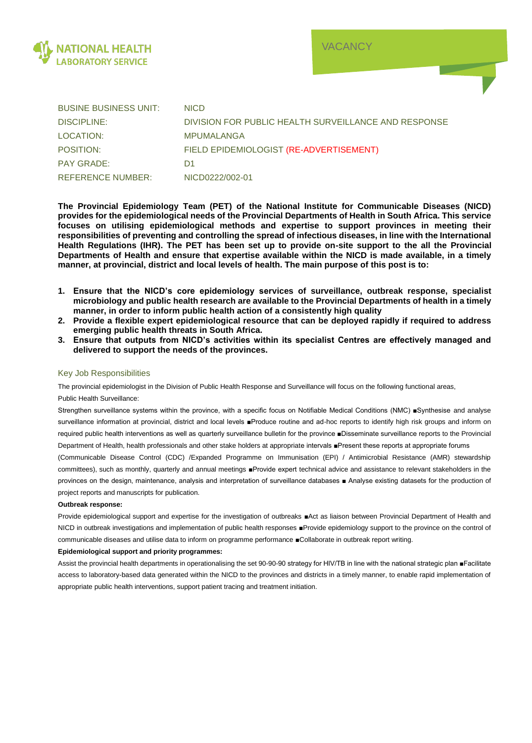NATIONAL HEALTH LABORATORY SERVICE

VACANCY

| | |
|---|---|
| BUSINE BUSINESS UNIT: | NICD |
| DISCIPLINE: | DIVISION FOR PUBLIC HEALTH SURVEILLANCE AND RESPONSE |
| LOCATION: | MPUMALANGA |
| POSITION: | FIELD EPIDEMIOLOGIST (RE-ADVERTISEMENT) |
| PAY GRADE: | D1 |
| REFERENCE NUMBER: | NICD0222/002-01 |

**The Provincial Epidemiology Team (PET) of the National Institute for Communicable Diseases (NICD) provides for the epidemiological needs of the Provincial Departments of Health in South Africa. This service focuses on utilising epidemiological methods and expertise to support provinces in meeting their responsibilities of preventing and controlling the spread of infectious diseases, in line with the International Health Regulations (IHR). The PET has been set up to provide on-site support to the all the Provincial Departments of Health and ensure that expertise available within the NICD is made available, in a timely manner, at provincial, district and local levels of health. The main purpose of this post is to:**

1. **Ensure that the NICD's core epidemiology services of surveillance, outbreak response, specialist microbiology and public health research are available to the Provincial Departments of health in a timely manner, in order to inform public health action of a consistently high quality**
2. **Provide a flexible expert epidemiological resource that can be deployed rapidly if required to address emerging public health threats in South Africa.**
3. **Ensure that outputs from NICD's activities within its specialist Centres are effectively managed and delivered to support the needs of the provinces.**

## Key Job Responsibilities

The provincial epidemiologist in the Division of Public Health Response and Surveillance will focus on the following functional areas,

Public Health Surveillance:

Strengthen surveillance systems within the province, with a specific focus on Notifiable Medical Conditions (NMC) ▪Synthesise and analyse surveillance information at provincial, district and local levels ▪Produce routine and ad-hoc reports to identify high risk groups and inform on required public health interventions as well as quarterly surveillance bulletin for the province ▪Disseminate surveillance reports to the Provincial Department of Health, health professionals and other stake holders at appropriate intervals ▪Present these reports at appropriate forums (Communicable Disease Control (CDC) /Expanded Programme on Immunisation (EPI) / Antimicrobial Resistance (AMR) stewardship committees), such as monthly, quarterly and annual meetings ▪Provide expert technical advice and assistance to relevant stakeholders in the provinces on the design, maintenance, analysis and interpretation of surveillance databases ▪ Analyse existing datasets for the production of project reports and manuscripts for publication.

**Outbreak response:**

Provide epidemiological support and expertise for the investigation of outbreaks ▪Act as liaison between Provincial Department of Health and NICD in outbreak investigations and implementation of public health responses ▪Provide epidemiology support to the province on the control of communicable diseases and utilise data to inform on programme performance ▪Collaborate in outbreak report writing.

**Epidemiological support and priority programmes:**

Assist the provincial health departments in operationalising the set 90-90-90 strategy for HIV/TB in line with the national strategic plan ▪Facilitate access to laboratory-based data generated within the NICD to the provinces and districts in a timely manner, to enable rapid implementation of appropriate public health interventions, support patient tracing and treatment initiation.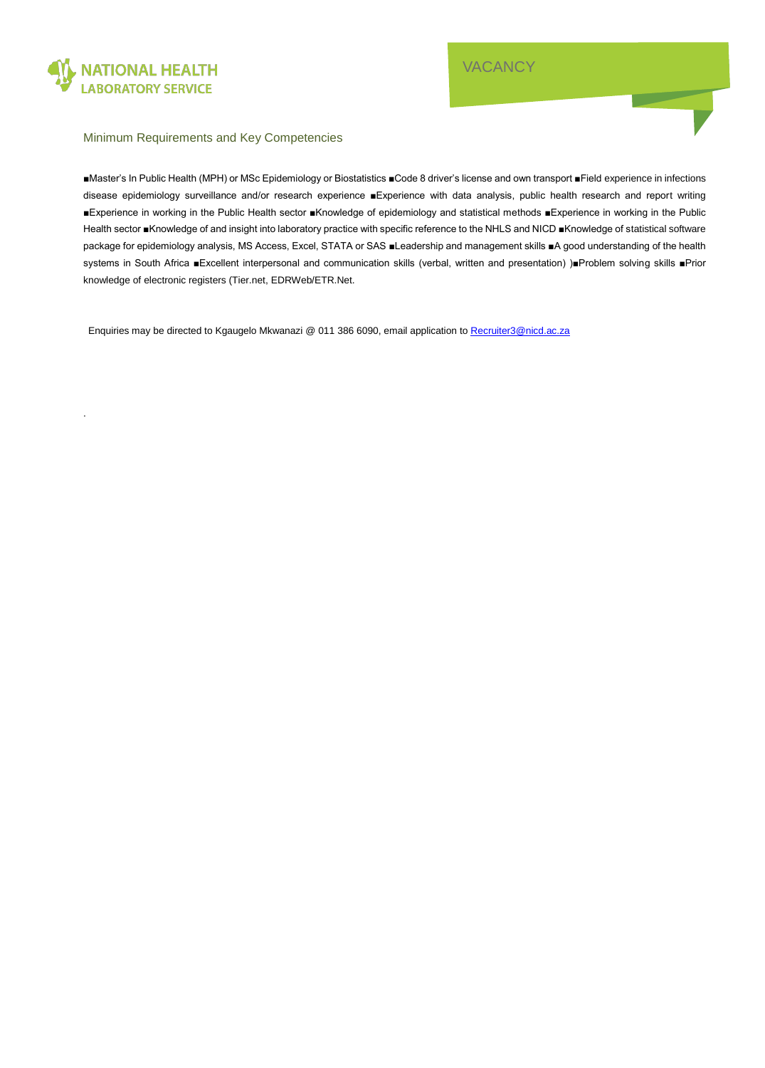NATIONAL HEALTH LABORATORY SERVICE

VACANCY

## Minimum Requirements and Key Competencies

■Master's In Public Health (MPH) or MSc Epidemiology or Biostatistics ■Code 8 driver's license and own transport ■Field experience in infections disease epidemiology surveillance and/or research experience ■Experience with data analysis, public health research and report writing ■Experience in working in the Public Health sector ■Knowledge of epidemiology and statistical methods ■Experience in working in the Public Health sector ■Knowledge of and insight into laboratory practice with specific reference to the NHLS and NICD ■Knowledge of statistical software package for epidemiology analysis, MS Access, Excel, STATA or SAS ■Leadership and management skills ■A good understanding of the health systems in South Africa ■Excellent interpersonal and communication skills (verbal, written and presentation) )■Problem solving skills ■Prior knowledge of electronic registers (Tier.net, EDRWeb/ETR.Net.

Enquiries may be directed to Kgaugelo Mkwanazi @ 011 386 6090, email application to Recruiter3@nicd.ac.za

.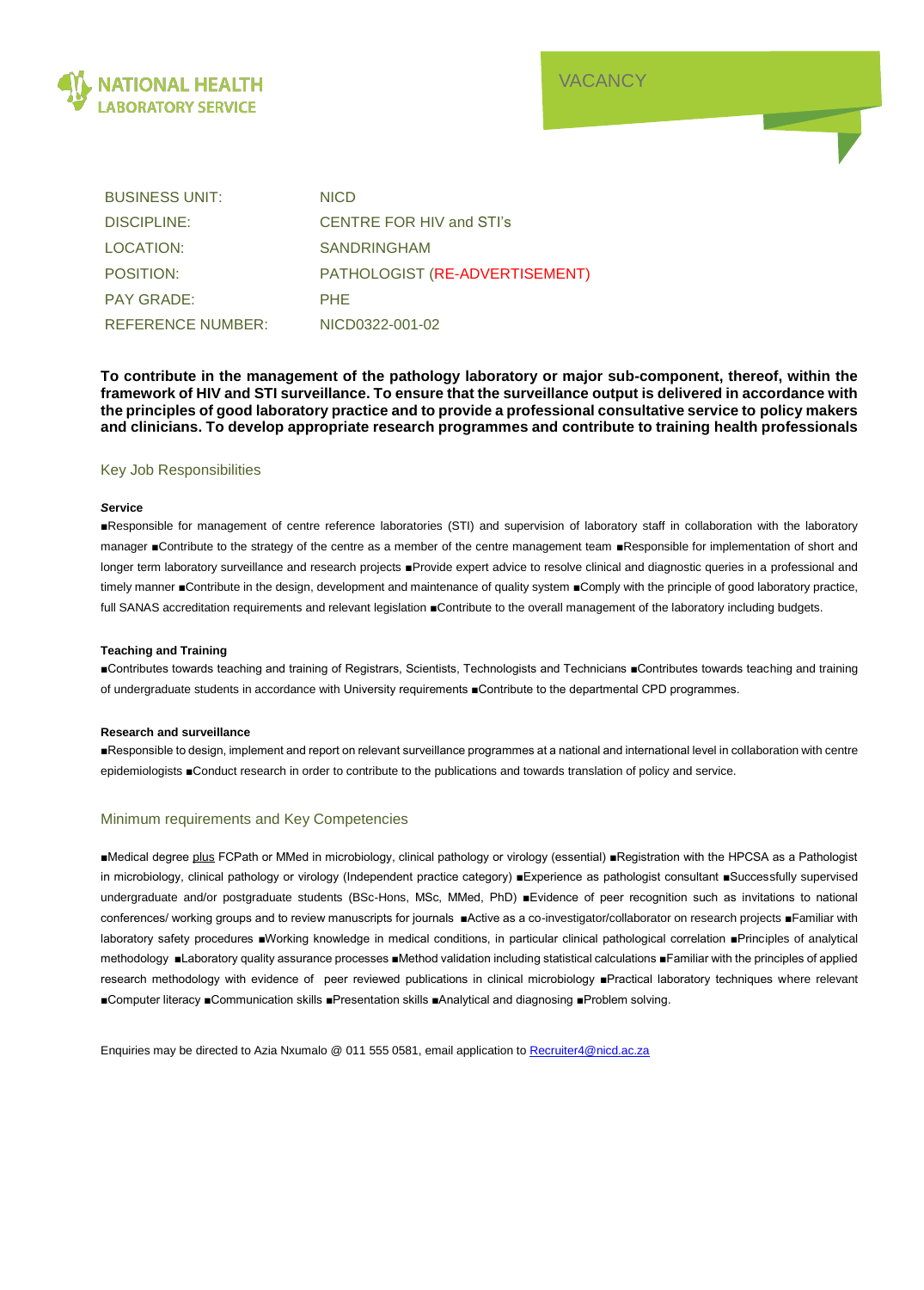NATIONAL HEALTH LABORATORY SERVICE

VACANCY

| | |
|---|---|
| BUSINESS UNIT: | NICD |
| DISCIPLINE: | CENTRE FOR HIV and STI's |
| LOCATION: | SANDRINGHAM |
| POSITION: | PATHOLOGIST (RE-ADVERTISEMENT) |
| PAY GRADE: | PHE |
| REFERENCE NUMBER: | NICD0322-001-02 |

**To contribute in the management of the pathology laboratory or major sub-component, thereof, within the framework of HIV and STI surveillance. To ensure that the surveillance output is delivered in accordance with the principles of good laboratory practice and to provide a professional consultative service to policy makers and clinicians. To develop appropriate research programmes and contribute to training health professionals**

## Key Job Responsibilities

**_S_ervice**

■Responsible for management of centre reference laboratories (STI) and supervision of laboratory staff in collaboration with the laboratory manager ■Contribute to the strategy of the centre as a member of the centre management team ■Responsible for implementation of short and longer term laboratory surveillance and research projects ■Provide expert advice to resolve clinical and diagnostic queries in a professional and timely manner ■Contribute in the design, development and maintenance of quality system ■Comply with the principle of good laboratory practice, full SANAS accreditation requirements and relevant legislation ■Contribute to the overall management of the laboratory including budgets.

**Teaching and Training**

■Contributes towards teaching and training of Registrars, Scientists, Technologists and Technicians ■Contributes towards teaching and training of undergraduate students in accordance with University requirements ■Contribute to the departmental CPD programmes.

**Research and surveillance**

■Responsible to design, implement and report on relevant surveillance programmes at a national and international level in collaboration with centre epidemiologists ■Conduct research in order to contribute to the publications and towards translation of policy and service.

## Minimum requirements and Key Competencies

■Medical degree plus FCPath or MMed in microbiology, clinical pathology or virology (essential) ■Registration with the HPCSA as a Pathologist in microbiology, clinical pathology or virology (Independent practice category) ■Experience as pathologist consultant ■Successfully supervised undergraduate and/or postgraduate students (BSc-Hons, MSc, MMed, PhD) ■Evidence of peer recognition such as invitations to national conferences/ working groups and to review manuscripts for journals ■Active as a co-investigator/collaborator on research projects ■Familiar with laboratory safety procedures ■Working knowledge in medical conditions, in particular clinical pathological correlation ■Principles of analytical methodology ■Laboratory quality assurance processes ■Method validation including statistical calculations ■Familiar with the principles of applied research methodology with evidence of peer reviewed publications in clinical microbiology ■Practical laboratory techniques where relevant ■Computer literacy ■Communication skills ■Presentation skills ■Analytical and diagnosing ■Problem solving.

Enquiries may be directed to Azia Nxumalo @ 011 555 0581, email application to Recruiter4@nicd.ac.za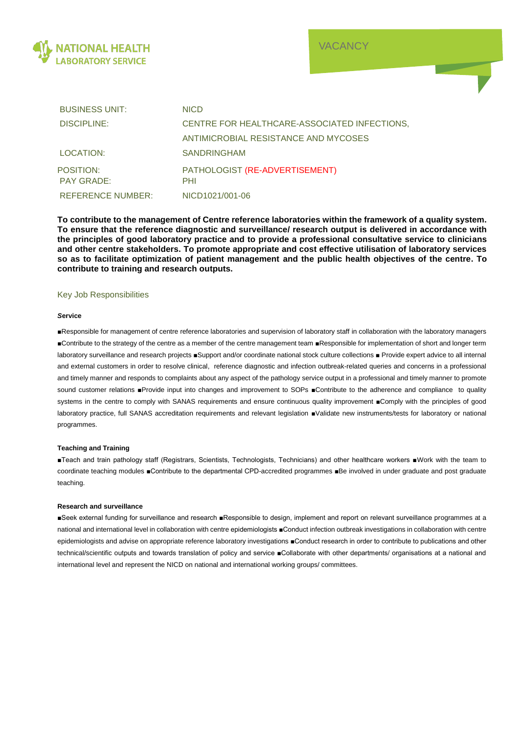NATIONAL HEALTH LABORATORY SERVICE

VACANCY

| | |
|---|---|
| BUSINESS UNIT: | NICD |
| DISCIPLINE: | CENTRE FOR HEALTHCARE-ASSOCIATED INFECTIONS, ANTIMICROBIAL RESISTANCE AND MYCOSES |
| LOCATION: | SANDRINGHAM |
| POSITION: | PATHOLOGIST (RE-ADVERTISEMENT) |
| PAY GRADE: | PHI |
| REFERENCE NUMBER: | NICD1021/001-06 |

**To contribute to the management of Centre reference laboratories within the framework of a quality system. To ensure that the reference diagnostic and surveillance/ research output is delivered in accordance with the principles of good laboratory practice and to provide a professional consultative service to clinicians and other centre stakeholders. To promote appropriate and cost effective utilisation of laboratory services so as to facilitate optimization of patient management and the public health objectives of the centre. To contribute to training and research outputs.**

## Key Job Responsibilities

### *Service*

■Responsible for management of centre reference laboratories and supervision of laboratory staff in collaboration with the laboratory managers ■Contribute to the strategy of the centre as a member of the centre management team ■Responsible for implementation of short and longer term laboratory surveillance and research projects ■Support and/or coordinate national stock culture collections ■ Provide expert advice to all internal and external customers in order to resolve clinical, reference diagnostic and infection outbreak-related queries and concerns in a professional and timely manner and responds to complaints about any aspect of the pathology service output in a professional and timely manner to promote sound customer relations ■Provide input into changes and improvement to SOPs ■Contribute to the adherence and compliance to quality systems in the centre to comply with SANAS requirements and ensure continuous quality improvement ■Comply with the principles of good laboratory practice, full SANAS accreditation requirements and relevant legislation ■Validate new instruments/tests for laboratory or national programmes.

### Teaching and Training

■Teach and train pathology staff (Registrars, Scientists, Technologists, Technicians) and other healthcare workers ■Work with the team to coordinate teaching modules ■Contribute to the departmental CPD-accredited programmes ■Be involved in under graduate and post graduate teaching.

### Research and surveillance

■Seek external funding for surveillance and research ■Responsible to design, implement and report on relevant surveillance programmes at a national and international level in collaboration with centre epidemiologists ■Conduct infection outbreak investigations in collaboration with centre epidemiologists and advise on appropriate reference laboratory investigations ■Conduct research in order to contribute to publications and other technical/scientific outputs and towards translation of policy and service ■Collaborate with other departments/ organisations at a national and international level and represent the NICD on national and international working groups/ committees.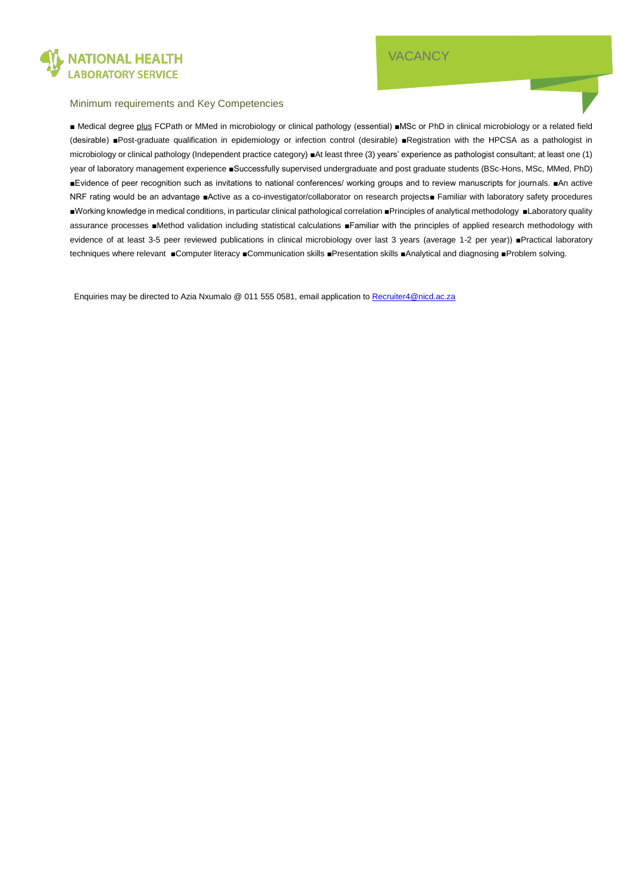NATIONAL HEALTH LABORATORY SERVICE

VACANCY

## Minimum requirements and Key Competencies

■ Medical degree plus FCPath or MMed in microbiology or clinical pathology (essential) ■MSc or PhD in clinical microbiology or a related field (desirable) ■Post-graduate qualification in epidemiology or infection control (desirable) ■Registration with the HPCSA as a pathologist in microbiology or clinical pathology (Independent practice category) ■At least three (3) years' experience as pathologist consultant; at least one (1) year of laboratory management experience ■Successfully supervised undergraduate and post graduate students (BSc-Hons, MSc, MMed, PhD) ■Evidence of peer recognition such as invitations to national conferences/ working groups and to review manuscripts for journals. ■An active NRF rating would be an advantage ■Active as a co-investigator/collaborator on research projects■ Familiar with laboratory safety procedures ■Working knowledge in medical conditions, in particular clinical pathological correlation ■Principles of analytical methodology ■Laboratory quality assurance processes ■Method validation including statistical calculations ■Familiar with the principles of applied research methodology with evidence of at least 3-5 peer reviewed publications in clinical microbiology over last 3 years (average 1-2 per year)) ■Practical laboratory techniques where relevant ■Computer literacy ■Communication skills ■Presentation skills ■Analytical and diagnosing ■Problem solving.

Enquiries may be directed to Azia Nxumalo @ 011 555 0581, email application to Recruiter4@nicd.ac.za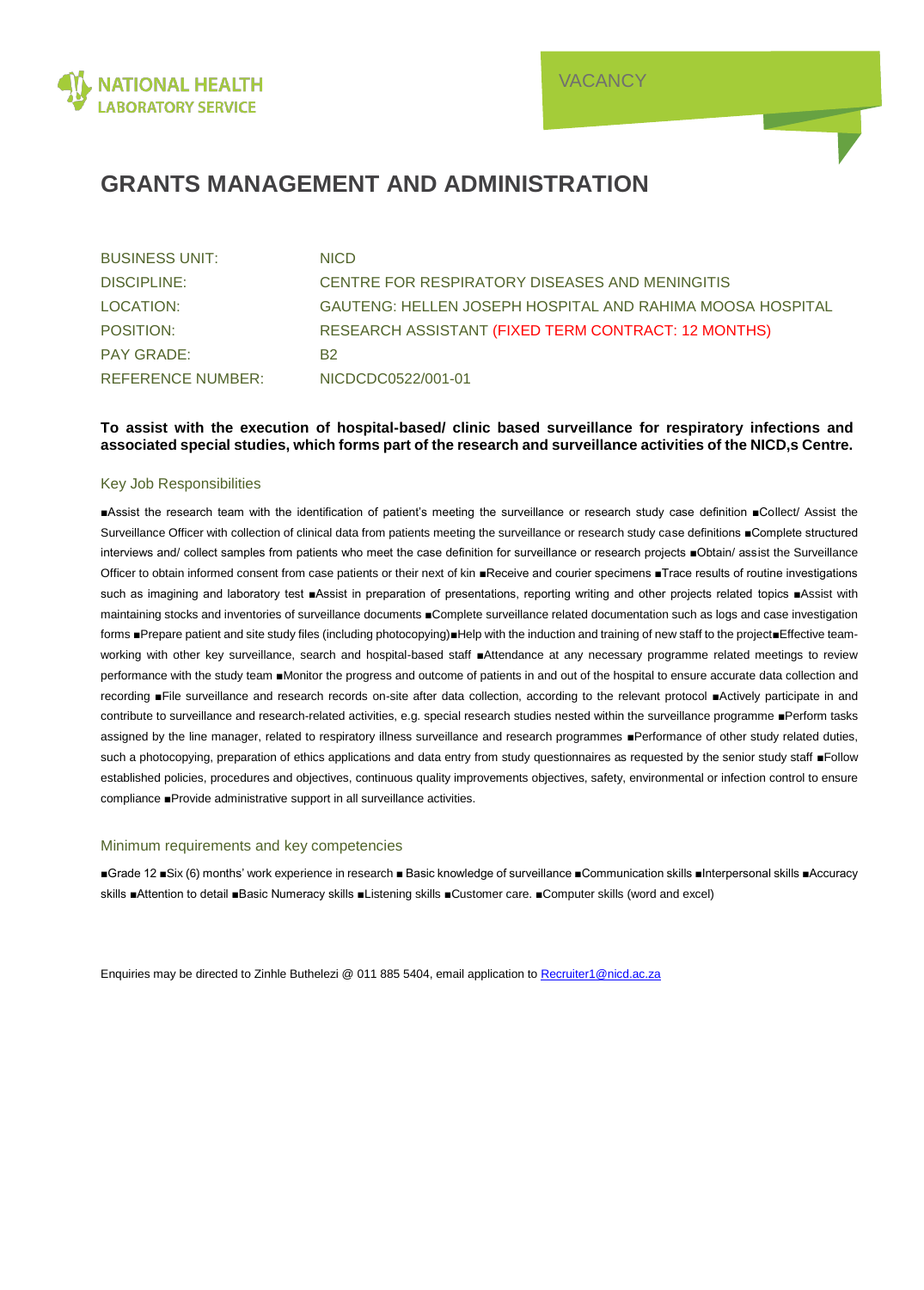NATIONAL HEALTH LABORATORY SERVICE

VACANCY

# GRANTS MANAGEMENT AND ADMINISTRATION

| | |
|---|---|
| BUSINESS UNIT: | NICD |
| DISCIPLINE: | CENTRE FOR RESPIRATORY DISEASES AND MENINGITIS |
| LOCATION: | GAUTENG: HELLEN JOSEPH HOSPITAL AND RAHIMA MOOSA HOSPITAL |
| POSITION: | RESEARCH ASSISTANT (FIXED TERM CONTRACT: 12 MONTHS) |
| PAY GRADE: | B2 |
| REFERENCE NUMBER: | NICDCDC0522/001-01 |

**To assist with the execution of hospital-based/ clinic based surveillance for respiratory infections and associated special studies, which forms part of the research and surveillance activities of the NICD,s Centre.**

## Key Job Responsibilities

■Assist the research team with the identification of patient's meeting the surveillance or research study case definition ■Collect/ Assist the Surveillance Officer with collection of clinical data from patients meeting the surveillance or research study case definitions ■Complete structured interviews and/ collect samples from patients who meet the case definition for surveillance or research projects ■Obtain/ assist the Surveillance Officer to obtain informed consent from case patients or their next of kin ■Receive and courier specimens ■Trace results of routine investigations such as imagining and laboratory test ■Assist in preparation of presentations, reporting writing and other projects related topics ■Assist with maintaining stocks and inventories of surveillance documents ■Complete surveillance related documentation such as logs and case investigation forms ■Prepare patient and site study files (including photocopying)■Help with the induction and training of new staff to the project■Effective team-working with other key surveillance, search and hospital-based staff ■Attendance at any necessary programme related meetings to review performance with the study team ■Monitor the progress and outcome of patients in and out of the hospital to ensure accurate data collection and recording ■File surveillance and research records on-site after data collection, according to the relevant protocol ■Actively participate in and contribute to surveillance and research-related activities, e.g. special research studies nested within the surveillance programme ■Perform tasks assigned by the line manager, related to respiratory illness surveillance and research programmes ■Performance of other study related duties, such a photocopying, preparation of ethics applications and data entry from study questionnaires as requested by the senior study staff ■Follow established policies, procedures and objectives, continuous quality improvements objectives, safety, environmental or infection control to ensure compliance ■Provide administrative support in all surveillance activities.

## Minimum requirements and key competencies

■Grade 12 ■Six (6) months' work experience in research ■ Basic knowledge of surveillance ■Communication skills ■Interpersonal skills ■Accuracy skills ■Attention to detail ■Basic Numeracy skills ■Listening skills ■Customer care. ■Computer skills (word and excel)

Enquiries may be directed to Zinhle Buthelezi @ 011 885 5404, email application to Recruiter1@nicd.ac.za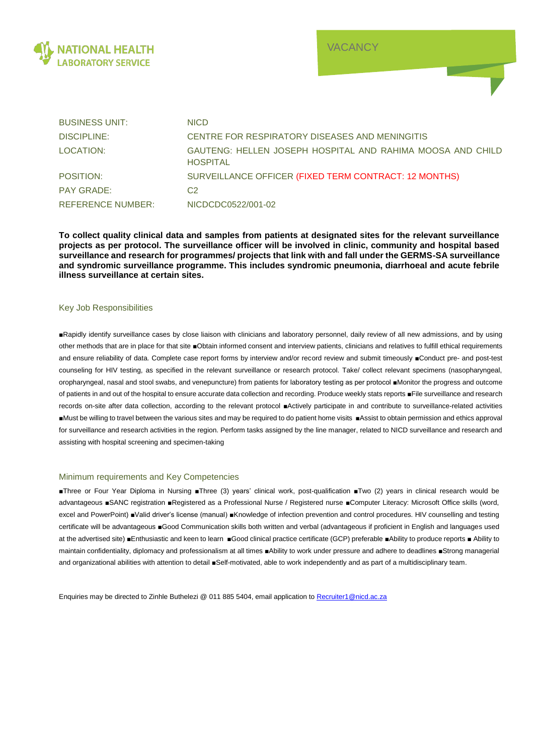NATIONAL HEALTH LABORATORY SERVICE

VACANCY

| | |
|---|---|
| BUSINESS UNIT: | NICD |
| DISCIPLINE: | CENTRE FOR RESPIRATORY DISEASES AND MENINGITIS |
| LOCATION: | GAUTENG: HELLEN JOSEPH HOSPITAL AND RAHIMA MOOSA AND CHILD HOSPITAL |
| POSITION: | SURVEILLANCE OFFICER (FIXED TERM CONTRACT: 12 MONTHS) |
| PAY GRADE: | C2 |
| REFERENCE NUMBER: | NICDCDC0522/001-02 |

**To collect quality clinical data and samples from patients at designated sites for the relevant surveillance projects as per protocol. The surveillance officer will be involved in clinic, community and hospital based surveillance and research for programmes/ projects that link with and fall under the GERMS-SA surveillance and syndromic surveillance programme. This includes syndromic pneumonia, diarrhoeal and acute febrile illness surveillance at certain sites.**

## Key Job Responsibilities

■Rapidly identify surveillance cases by close liaison with clinicians and laboratory personnel, daily review of all new admissions, and by using other methods that are in place for that site ■Obtain informed consent and interview patients, clinicians and relatives to fulfill ethical requirements and ensure reliability of data. Complete case report forms by interview and/or record review and submit timeously ■Conduct pre- and post-test counseling for HIV testing, as specified in the relevant surveillance or research protocol. Take/ collect relevant specimens (nasopharyngeal, oropharyngeal, nasal and stool swabs, and venepuncture) from patients for laboratory testing as per protocol ■Monitor the progress and outcome of patients in and out of the hospital to ensure accurate data collection and recording. Produce weekly stats reports ■File surveillance and research records on-site after data collection, according to the relevant protocol ■Actively participate in and contribute to surveillance-related activities ■Must be willing to travel between the various sites and may be required to do patient home visits ■Assist to obtain permission and ethics approval for surveillance and research activities in the region. Perform tasks assigned by the line manager, related to NICD surveillance and research and assisting with hospital screening and specimen-taking

## Minimum requirements and Key Competencies

■Three or Four Year Diploma in Nursing ■Three (3) years' clinical work, post-qualification ■Two (2) years in clinical research would be advantageous ■SANC registration ■Registered as a Professional Nurse / Registered nurse ■Computer Literacy: Microsoft Office skills (word, excel and PowerPoint) ■Valid driver's license (manual) ■Knowledge of infection prevention and control procedures. HIV counselling and testing certificate will be advantageous ■Good Communication skills both written and verbal (advantageous if proficient in English and languages used at the advertised site) ■Enthusiastic and keen to learn ■Good clinical practice certificate (GCP) preferable ■Ability to produce reports ■ Ability to maintain confidentiality, diplomacy and professionalism at all times ■Ability to work under pressure and adhere to deadlines ■Strong managerial and organizational abilities with attention to detail ■Self-motivated, able to work independently and as part of a multidisciplinary team.

Enquiries may be directed to Zinhle Buthelezi @ 011 885 5404, email application to Recruiter1@nicd.ac.za